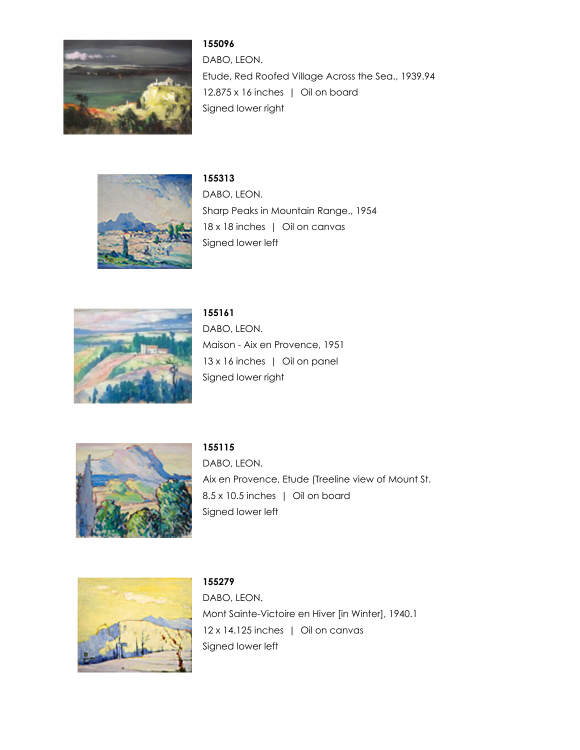**155096**
DABO, LEON.
Etude, Red Roofed Village Across the Sea., 1939.94
12.875 x 16 inches | Oil on board
Signed lower right

**155313**
DABO, LEON.
Sharp Peaks in Mountain Range., 1954
18 x 18 inches | Oil on canvas
Signed lower left

**155161**
DABO, LEON.
Maison - Aix en Provence, 1951
13 x 16 inches | Oil on panel
Signed lower right

**155115**
DABO, LEON.
Aix en Provence, Etude (Treeline view of Mount St.
8.5 x 10.5 inches | Oil on board
Signed lower left

**155279**
DABO, LEON.
Mont Sainte-Victoire en Hiver [in Winter], 1940.1
12 x 14.125 inches | Oil on canvas
Signed lower left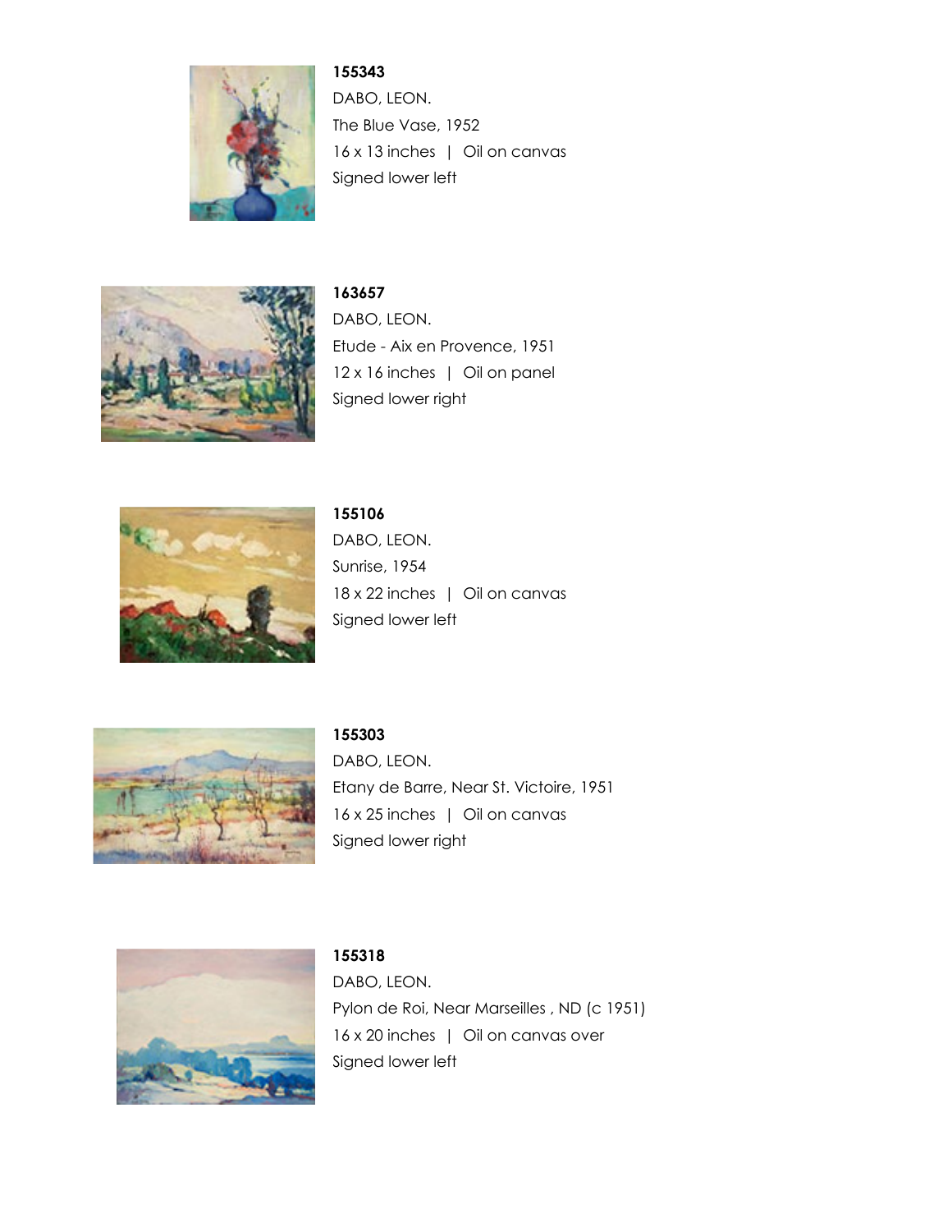**155343**
DABO, LEON.
The Blue Vase, 1952
16 x 13 inches | Oil on canvas
Signed lower left

**163657**
DABO, LEON.
Etude - Aix en Provence, 1951
12 x 16 inches | Oil on panel
Signed lower right

**155106**
DABO, LEON.
Sunrise, 1954
18 x 22 inches | Oil on canvas
Signed lower left

**155303**
DABO, LEON.
Etany de Barre, Near St. Victoire, 1951
16 x 25 inches | Oil on canvas
Signed lower right

**155318**
DABO, LEON.
Pylon de Roi, Near Marseilles , ND (c 1951)
16 x 20 inches | Oil on canvas over
Signed lower left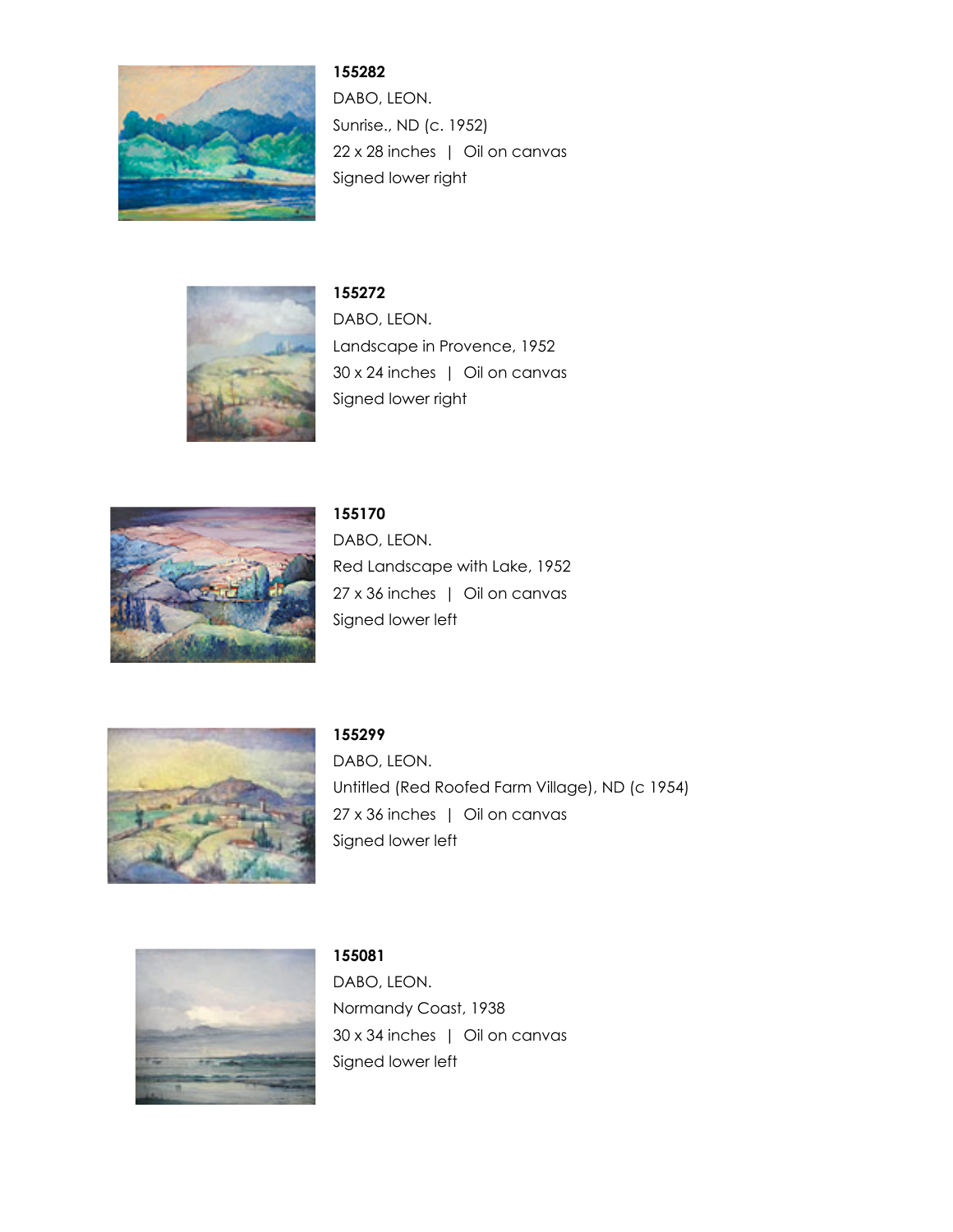**155282**

DABO, LEON.

Sunrise., ND (c. 1952)

22 x 28 inches | Oil on canvas

Signed lower right

**155272**

DABO, LEON.

Landscape in Provence, 1952

30 x 24 inches | Oil on canvas

Signed lower right

**155170**

DABO, LEON.

Red Landscape with Lake, 1952

27 x 36 inches | Oil on canvas

Signed lower left

**155299**

DABO, LEON.

Untitled (Red Roofed Farm Village), ND (c 1954)

27 x 36 inches | Oil on canvas

Signed lower left

**155081**

DABO, LEON.

Normandy Coast, 1938

30 x 34 inches | Oil on canvas

Signed lower left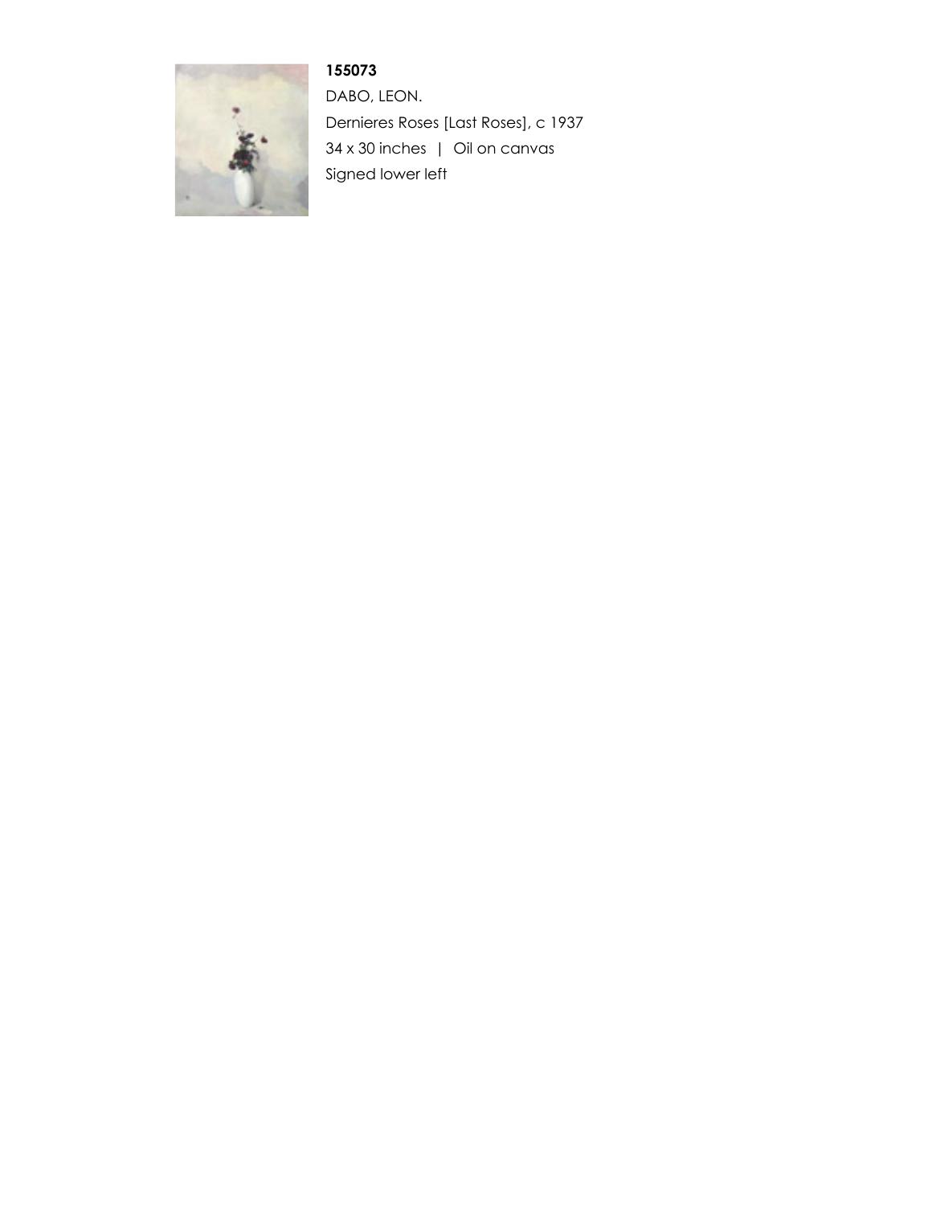**155073**

DABO, LEON.

Dernieres Roses [Last Roses], c 1937

34 x 30 inches | Oil on canvas

Signed lower left